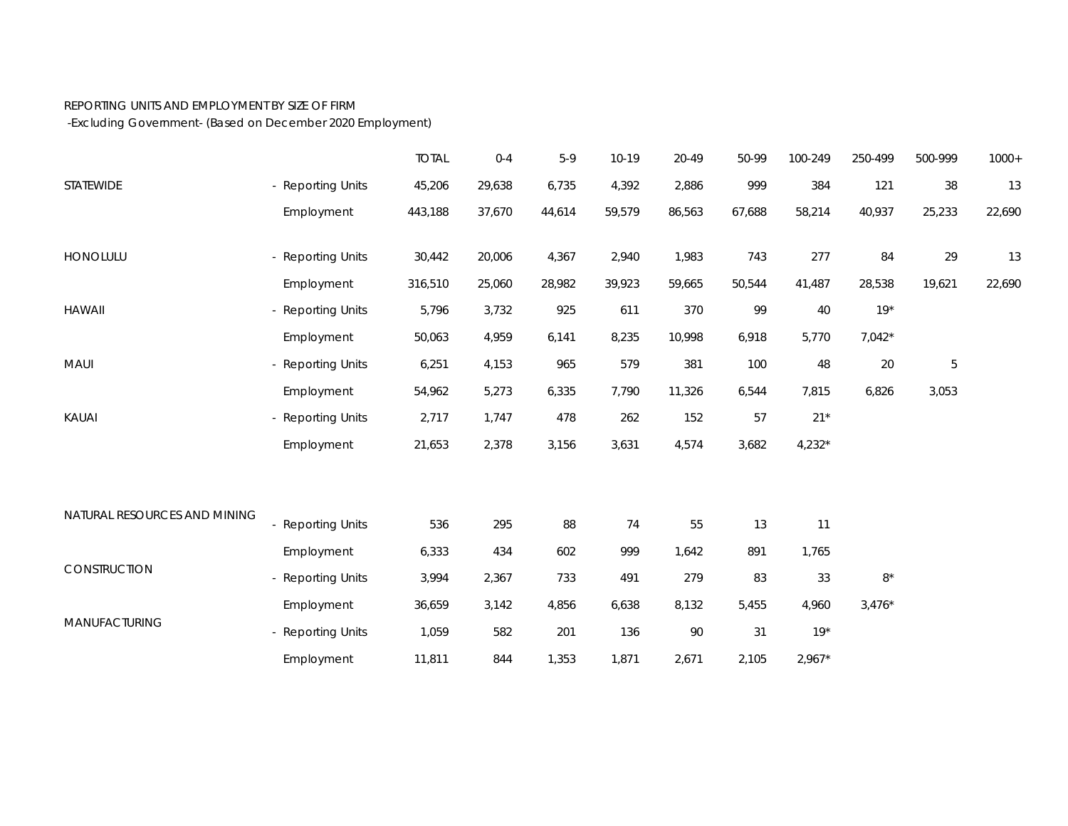REPORTING UNITS AND EMPLOYMENT BY SIZE OF FIRM
-Excluding Government- (Based on December 2020 Employment)

| | | TOTAL | 0-4 | 5-9 | 10-19 | 20-49 | 50-99 | 100-249 | 250-499 | 500-999 | 1000+ |
|---|---|---|---|---|---|---|---|---|---|---|---|
| STATEWIDE | - Reporting Units | 45,206 | 29,638 | 6,735 | 4,392 | 2,886 | 999 | 384 | 121 | 38 | 13 |
| | Employment | 443,188 | 37,670 | 44,614 | 59,579 | 86,563 | 67,688 | 58,214 | 40,937 | 25,233 | 22,690 |
| HONOLULU | - Reporting Units | 30,442 | 20,006 | 4,367 | 2,940 | 1,983 | 743 | 277 | 84 | 29 | 13 |
| | Employment | 316,510 | 25,060 | 28,982 | 39,923 | 59,665 | 50,544 | 41,487 | 28,538 | 19,621 | 22,690 |
| HAWAII | - Reporting Units | 5,796 | 3,732 | 925 | 611 | 370 | 99 | 40 | 19* | | |
| | Employment | 50,063 | 4,959 | 6,141 | 8,235 | 10,998 | 6,918 | 5,770 | 7,042* | | |
| MAUI | - Reporting Units | 6,251 | 4,153 | 965 | 579 | 381 | 100 | 48 | 20 | 5 | |
| | Employment | 54,962 | 5,273 | 6,335 | 7,790 | 11,326 | 6,544 | 7,815 | 6,826 | 3,053 | |
| KAUAI | - Reporting Units | 2,717 | 1,747 | 478 | 262 | 152 | 57 | 21* | | | |
| | Employment | 21,653 | 2,378 | 3,156 | 3,631 | 4,574 | 3,682 | 4,232* | | | |
| NATURAL RESOURCES AND MINING | - Reporting Units | 536 | 295 | 88 | 74 | 55 | 13 | 11 | | | |
| | Employment | 6,333 | 434 | 602 | 999 | 1,642 | 891 | 1,765 | | | |
| CONSTRUCTION | - Reporting Units | 3,994 | 2,367 | 733 | 491 | 279 | 83 | 33 | 8* | | |
| | Employment | 36,659 | 3,142 | 4,856 | 6,638 | 8,132 | 5,455 | 4,960 | 3,476* | | |
| MANUFACTURING | - Reporting Units | 1,059 | 582 | 201 | 136 | 90 | 31 | 19* | | | |
| | Employment | 11,811 | 844 | 1,353 | 1,871 | 2,671 | 2,105 | 2,967* | | | |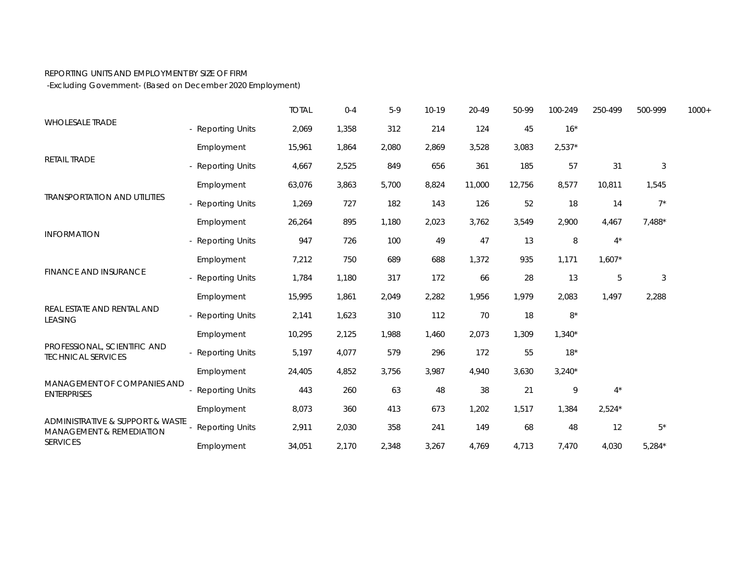REPORTING UNITS AND EMPLOYMENT BY SIZE OF FIRM
-Excluding Government- (Based on December 2020 Employment)

| | | TOTAL | 0-4 | 5-9 | 10-19 | 20-49 | 50-99 | 100-249 | 250-499 | 500-999 | 1000+ |
|---|---|---|---|---|---|---|---|---|---|---|---|
| WHOLESALE TRADE | - Reporting Units | 2,069 | 1,358 | 312 | 214 | 124 | 45 | 16* | | | |
| | Employment | 15,961 | 1,864 | 2,080 | 2,869 | 3,528 | 3,083 | 2,537* | | | |
| RETAIL TRADE | - Reporting Units | 4,667 | 2,525 | 849 | 656 | 361 | 185 | 57 | 31 | 3 | |
| | Employment | 63,076 | 3,863 | 5,700 | 8,824 | 11,000 | 12,756 | 8,577 | 10,811 | 1,545 | |
| TRANSPORTATION AND UTILITIES | - Reporting Units | 1,269 | 727 | 182 | 143 | 126 | 52 | 18 | 14 | 7* | |
| | Employment | 26,264 | 895 | 1,180 | 2,023 | 3,762 | 3,549 | 2,900 | 4,467 | 7,488* | |
| INFORMATION | - Reporting Units | 947 | 726 | 100 | 49 | 47 | 13 | 8 | 4* | | |
| | Employment | 7,212 | 750 | 689 | 688 | 1,372 | 935 | 1,171 | 1,607* | | |
| FINANCE AND INSURANCE | - Reporting Units | 1,784 | 1,180 | 317 | 172 | 66 | 28 | 13 | 5 | 3 | |
| | Employment | 15,995 | 1,861 | 2,049 | 2,282 | 1,956 | 1,979 | 2,083 | 1,497 | 2,288 | |
| REAL ESTATE AND RENTAL AND LEASING | - Reporting Units | 2,141 | 1,623 | 310 | 112 | 70 | 18 | 8* | | | |
| | Employment | 10,295 | 2,125 | 1,988 | 1,460 | 2,073 | 1,309 | 1,340* | | | |
| PROFESSIONAL, SCIENTIFIC AND TECHNICAL SERVICES | - Reporting Units | 5,197 | 4,077 | 579 | 296 | 172 | 55 | 18* | | | |
| | Employment | 24,405 | 4,852 | 3,756 | 3,987 | 4,940 | 3,630 | 3,240* | | | |
| MANAGEMENT OF COMPANIES AND ENTERPRISES | - Reporting Units | 443 | 260 | 63 | 48 | 38 | 21 | 9 | 4* | | |
| | Employment | 8,073 | 360 | 413 | 673 | 1,202 | 1,517 | 1,384 | 2,524* | | |
| ADMINISTRATIVE & SUPPORT & WASTE MANAGEMENT & REMEDIATION SERVICES | - Reporting Units | 2,911 | 2,030 | 358 | 241 | 149 | 68 | 48 | 12 | 5* | |
| | Employment | 34,051 | 2,170 | 2,348 | 3,267 | 4,769 | 4,713 | 7,470 | 4,030 | 5,284* | |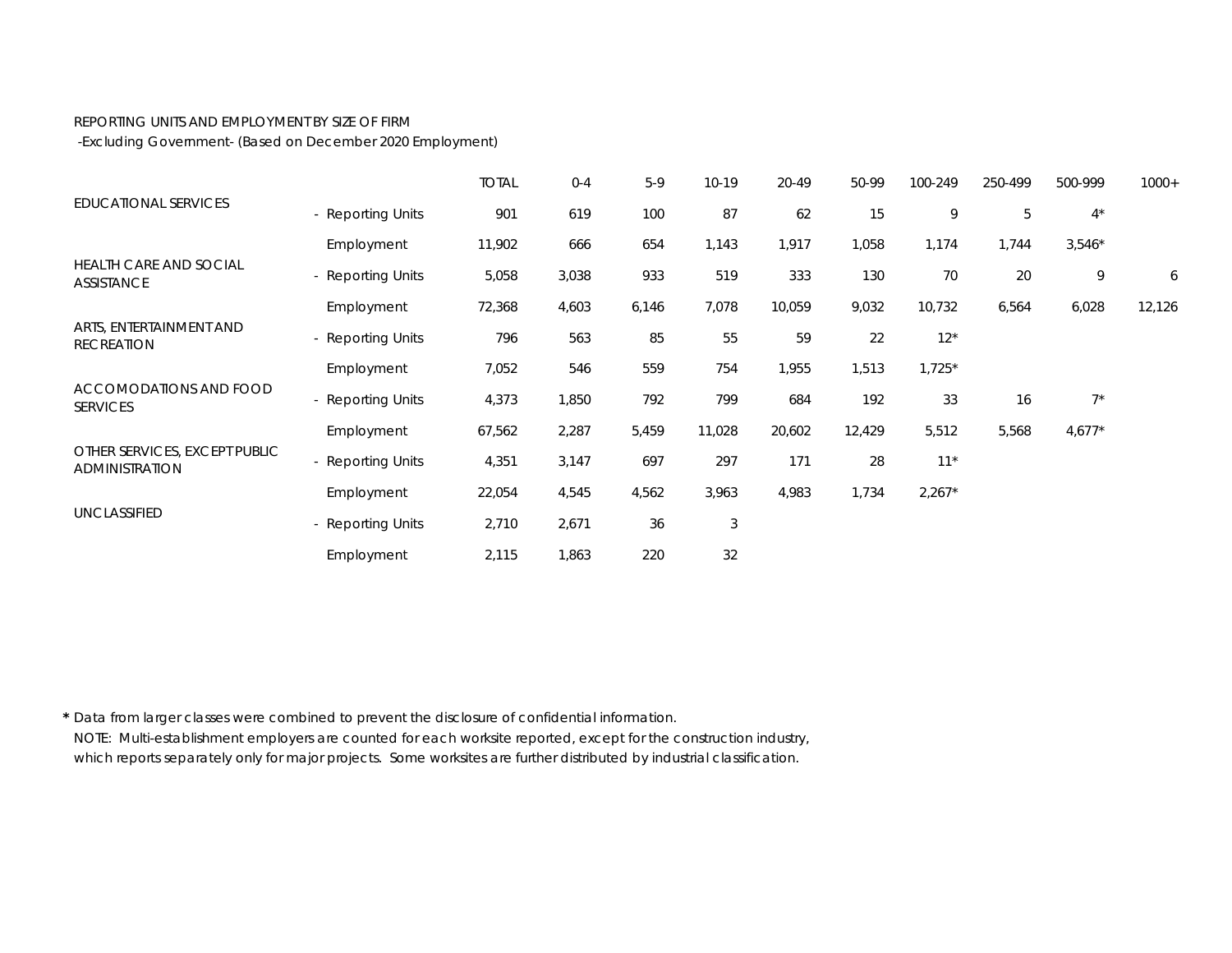REPORTING UNITS AND EMPLOYMENT BY SIZE OF FIRM

-Excluding Government- (Based on December 2020 Employment)

| | | TOTAL | 0-4 | 5-9 | 10-19 | 20-49 | 50-99 | 100-249 | 250-499 | 500-999 | 1000+ |
|---|---|---|---|---|---|---|---|---|---|---|---|
| EDUCATIONAL SERVICES | - Reporting Units | 901 | 619 | 100 | 87 | 62 | 15 | 9 | 5 | 4* | |
| | Employment | 11,902 | 666 | 654 | 1,143 | 1,917 | 1,058 | 1,174 | 1,744 | 3,546* | |
| HEALTH CARE AND SOCIAL ASSISTANCE | - Reporting Units | 5,058 | 3,038 | 933 | 519 | 333 | 130 | 70 | 20 | 9 | 6 |
| | Employment | 72,368 | 4,603 | 6,146 | 7,078 | 10,059 | 9,032 | 10,732 | 6,564 | 6,028 | 12,126 |
| ARTS, ENTERTAINMENT AND RECREATION | - Reporting Units | 796 | 563 | 85 | 55 | 59 | 22 | 12* | | | |
| | Employment | 7,052 | 546 | 559 | 754 | 1,955 | 1,513 | 1,725* | | | |
| ACCOMODATIONS AND FOOD SERVICES | - Reporting Units | 4,373 | 1,850 | 792 | 799 | 684 | 192 | 33 | 16 | 7* | |
| | Employment | 67,562 | 2,287 | 5,459 | 11,028 | 20,602 | 12,429 | 5,512 | 5,568 | 4,677* | |
| OTHER SERVICES, EXCEPT PUBLIC ADMINISTRATION | - Reporting Units | 4,351 | 3,147 | 697 | 297 | 171 | 28 | 11* | | | |
| | Employment | 22,054 | 4,545 | 4,562 | 3,963 | 4,983 | 1,734 | 2,267* | | | |
| UNCLASSIFIED | - Reporting Units | 2,710 | 2,671 | 36 | 3 | | | | | | |
| | Employment | 2,115 | 1,863 | 220 | 32 | | | | | | |

\* Data from larger classes were combined to prevent the disclosure of confidential information.

NOTE: Multi-establishment employers are counted for each worksite reported, except for the construction industry, which reports separately only for major projects. Some worksites are further distributed by industrial classification.